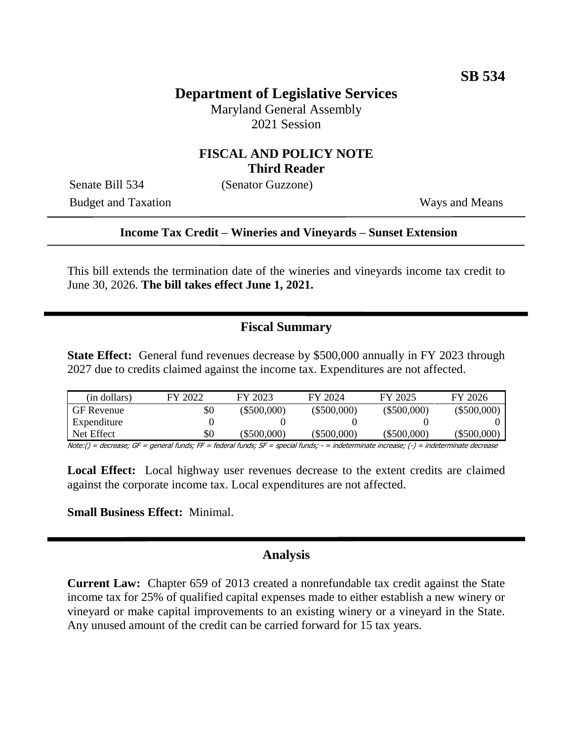**SB 534**

# Department of Legislative Services

Maryland General Assembly
2021 Session

## FISCAL AND POLICY NOTE
**Third Reader**

Senate Bill 534 (Senator Guzzone)

Budget and Taxation Ways and Means

**Income Tax Credit – Wineries and Vineyards – Sunset Extension**

This bill extends the termination date of the wineries and vineyards income tax credit to June 30, 2026. **The bill takes effect June 1, 2021.**

## Fiscal Summary

**State Effect:** General fund revenues decrease by $500,000 annually in FY 2023 through 2027 due to credits claimed against the income tax. Expenditures are not affected.

| (in dollars) | FY 2022 | FY 2023 | FY 2024 | FY 2025 | FY 2026 |
|---|---|---|---|---|---|
| GF Revenue | $0 | ($500,000) | ($500,000) | ($500,000) | ($500,000) |
| Expenditure | 0 | 0 | 0 | 0 | 0 |
| Net Effect | $0 | ($500,000) | ($500,000) | ($500,000) | ($500,000) |

Note:() = decrease; GF = general funds; FF = federal funds; SF = special funds; - = indeterminate increase; (-) = indeterminate decrease

**Local Effect:** Local highway user revenues decrease to the extent credits are claimed against the corporate income tax. Local expenditures are not affected.

**Small Business Effect:** Minimal.

## Analysis

**Current Law:** Chapter 659 of 2013 created a nonrefundable tax credit against the State income tax for 25% of qualified capital expenses made to either establish a new winery or vineyard or make capital improvements to an existing winery or a vineyard in the State. Any unused amount of the credit can be carried forward for 15 tax years.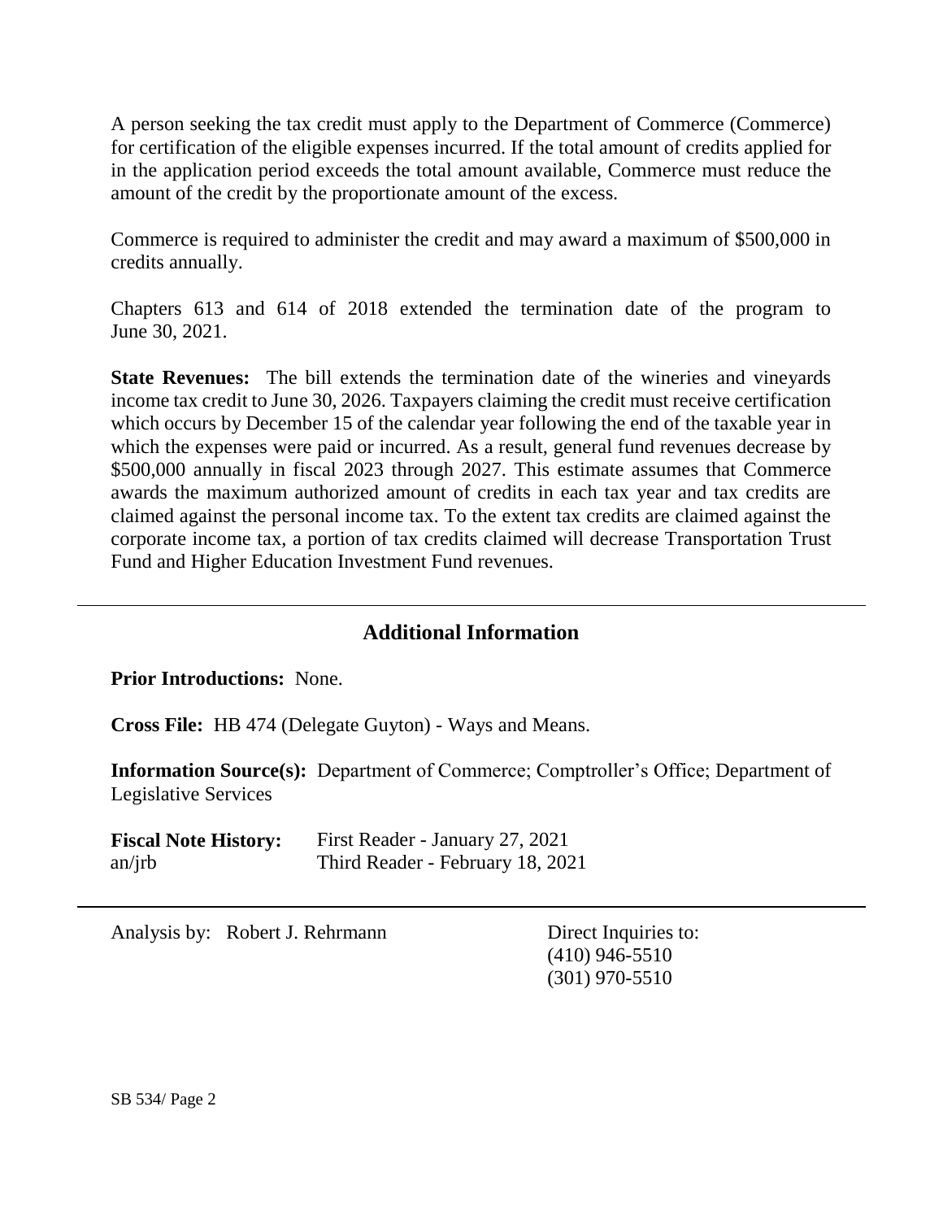A person seeking the tax credit must apply to the Department of Commerce (Commerce) for certification of the eligible expenses incurred. If the total amount of credits applied for in the application period exceeds the total amount available, Commerce must reduce the amount of the credit by the proportionate amount of the excess.

Commerce is required to administer the credit and may award a maximum of $500,000 in credits annually.

Chapters 613 and 614 of 2018 extended the termination date of the program to June 30, 2021.

**State Revenues:** The bill extends the termination date of the wineries and vineyards income tax credit to June 30, 2026. Taxpayers claiming the credit must receive certification which occurs by December 15 of the calendar year following the end of the taxable year in which the expenses were paid or incurred. As a result, general fund revenues decrease by $500,000 annually in fiscal 2023 through 2027. This estimate assumes that Commerce awards the maximum authorized amount of credits in each tax year and tax credits are claimed against the personal income tax. To the extent tax credits are claimed against the corporate income tax, a portion of tax credits claimed will decrease Transportation Trust Fund and Higher Education Investment Fund revenues.

---

## Additional Information

**Prior Introductions:** None.

**Cross File:** HB 474 (Delegate Guyton) - Ways and Means.

**Information Source(s):** Department of Commerce; Comptroller's Office; Department of Legislative Services

**Fiscal Note History:** First Reader - January 27, 2021
an/jrb Third Reader - February 18, 2021

---

Analysis by: Robert J. Rehrmann

Direct Inquiries to:
(410) 946-5510
(301) 970-5510